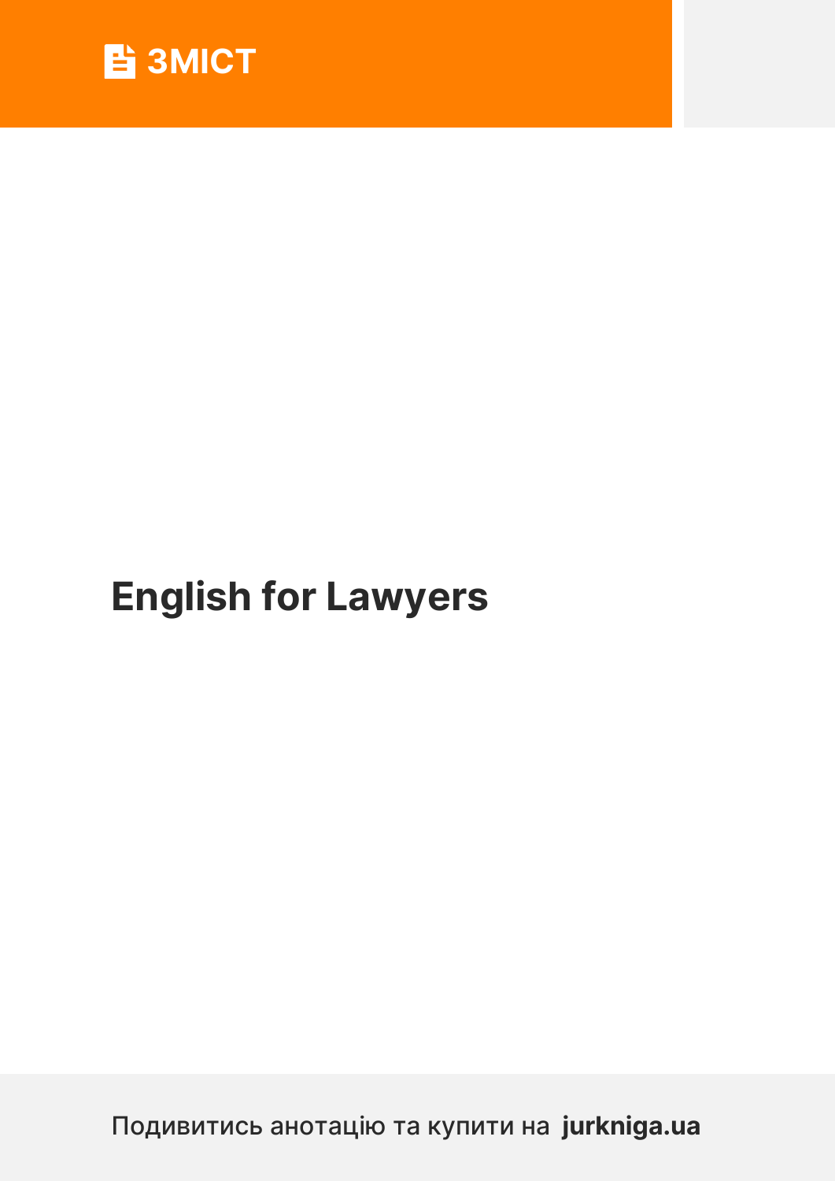# ЗМІСТ

## English for Lawyers

Подивитись анотацію та купити на **jurkniga.ua**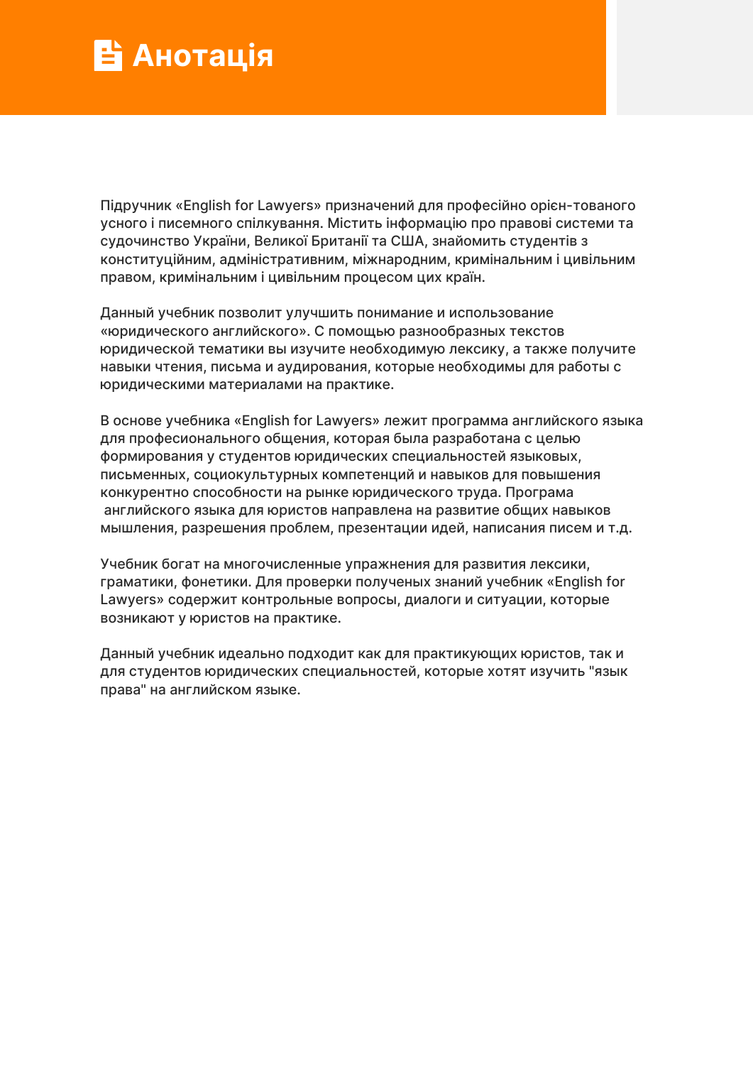# Анотація

Підручник «English for Lawyers» призначений для професійно орієн-тованого усного і писемного спілкування. Містить інформацію про правові системи та судочинство України, Великої Британії та США, знайомить студентів з конституційним, адміністративним, міжнародним, кримінальним і цивільним правом, кримінальним і цивільним процесом цих країн.

Данный учебник позволит улучшить понимание и использование «юридического английского». С помощью разнообразных текстов юридической тематики вы изучите необходимую лексику, а также получите навыки чтения, письма и аудирования, которые необходимы для работы с юридическими материалами на практике.

В основе учебника «English for Lawyers» лежит программа английского языка для професионального общения, которая была разработана с целью формирования у студентов юридических специальностей языковых, письменных, социокультурных компетенций и навыков для повышения конкурентно способности на рынке юридического труда. Програма английского языка для юристов направлена на развитие общих навыков мышления, разрешения проблем, презентации идей, написания писем и т.д.

Учебник богат на многочисленные упражнения для развития лексики, граматики, фонетики. Для проверки полученых знаний учебник «English for Lawyers» содержит контрольные вопросы, диалоги и ситуации, которые возникают у юристов на практике.

Данный учебник идеально подходит как для практикующих юристов, так и для студентов юридических специальностей, которые хотят изучить "язык права" на английском языке.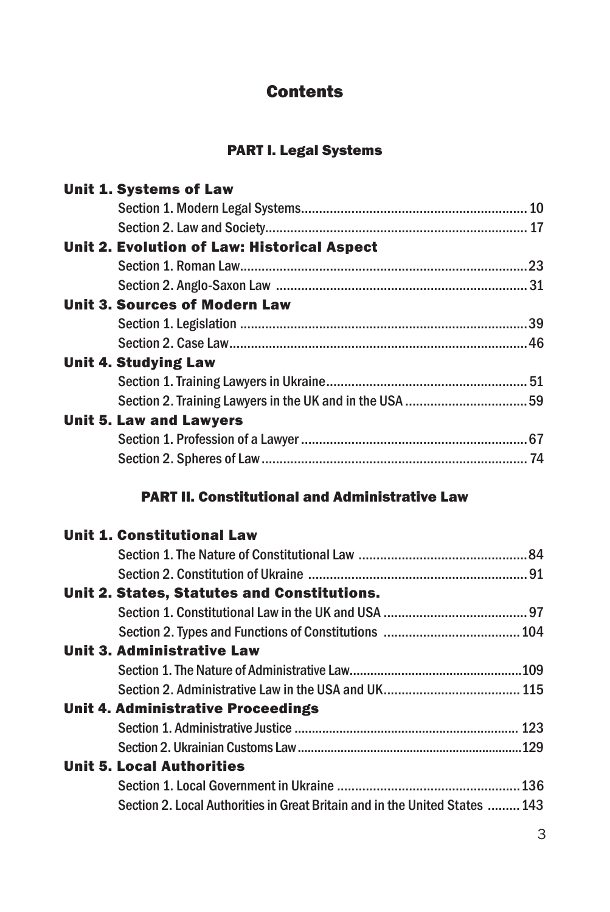# Contents

## PART I. Legal Systems

**Unit 1. Systems of Law**

Section 1. Modern Legal Systems.............................................................. 10

Section 2. Law and Society........................................................................ 17

**Unit 2. Evolution of Law: Historical Aspect**

Section 1. Roman Law...............................................................................23

Section 2. Anglo-Saxon Law ..................................................................... 31

**Unit 3. Sources of Modern Law**

Section 1. Legislation ...............................................................................39

Section 2. Case Law..................................................................................46

**Unit 4. Studying Law**

Section 1. Training Lawyers in Ukraine........................................................ 51

Section 2. Training Lawyers in the UK and in the USA ..................................59

**Unit 5. Law and Lawyers**

Section 1. Profession of a Lawyer ...............................................................67

Section 2. Spheres of Law......................................................................... 74

## PART II. Constitutional and Administrative Law

**Unit 1. Constitutional Law**

Section 1. The Nature of Constitutional Law ...............................................84

Section 2. Constitution of Ukraine .............................................................91

**Unit 2. States, Statutes and Constitutions.**

Section 1. Constitutional Law in the UK and USA .........................................97

Section 2. Types and Functions of Constitutions ......................................104

**Unit 3. Administrative Law**

Section 1. The Nature of Administrative Law................................................109

Section 2. Administrative Law in the USA and UK...................................... 115

**Unit 4. Administrative Proceedings**

Section 1. Administrative Justice ............................................................... 123

Section 2. Ukrainian Customs Law..................................................................129

**Unit 5. Local Authorities**

Section 1. Local Government in Ukraine ...................................................136

Section 2. Local Authorities in Great Britain and in the United States .........143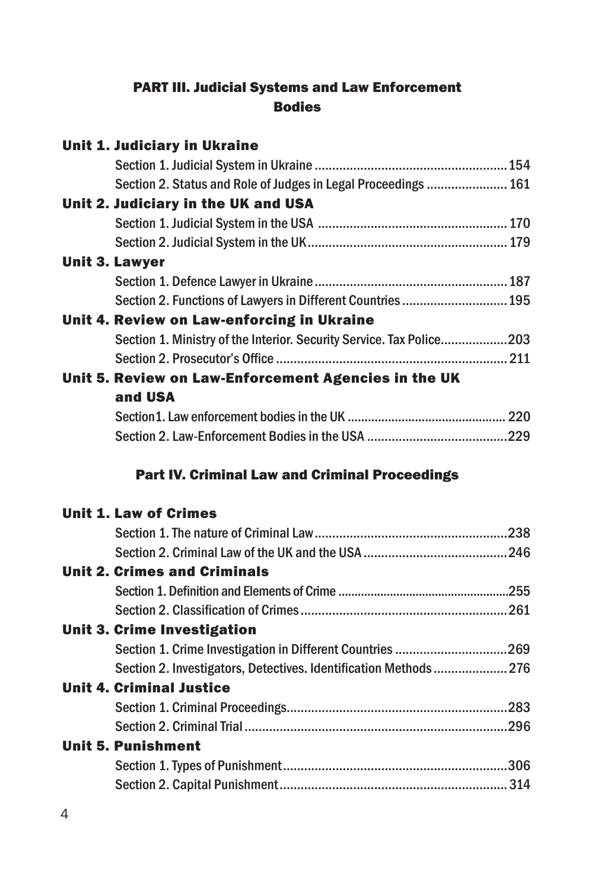## PART III. Judicial Systems and Law Enforcement Bodies

**Unit 1. Judiciary in Ukraine**

Section 1. Judicial System in Ukraine ....................................................... 154

Section 2. Status and Role of Judges in Legal Proceedings ....................... 161

**Unit 2. Judiciary in the UK and USA**

Section 1. Judicial System in the USA ..................................................... 170

Section 2. Judicial System in the UK........................................................ 179

**Unit 3. Lawyer**

Section 1. Defence Lawyer in Ukraine ...................................................... 187

Section 2. Functions of Lawyers in Different Countries ............................. 195

**Unit 4. Review on Law-enforcing in Ukraine**

Section 1. Ministry of the Interior. Security Service. Tax Police.................. 203

Section 2. Prosecutor's Office ................................................................. 211

**Unit 5. Review on Law-Enforcement Agencies in the UK and USA**

Section1. Law enforcement bodies in the UK ............................................. 220

Section 2. Law-Enforcement Bodies in the USA ........................................ 229

## Part IV. Criminal Law and Criminal Proceedings

**Unit 1. Law of Crimes**

Section 1. The nature of Criminal Law...................................................... 238

Section 2. Criminal Law of the UK and the USA ......................................... 246

**Unit 2. Crimes and Criminals**

Section 1. Definition and Elements of Crime .............................................. 255

Section 2. Classification of Crimes........................................................... 261

**Unit 3. Crime Investigation**

Section 1. Crime Investigation in Different Countries ................................ 269

Section 2. Investigators, Detectives. Identification Methods ..................... 276

**Unit 4. Criminal Justice**

Section 1. Criminal Proceedings.............................................................. 283

Section 2. Criminal Trial .......................................................................... 296

**Unit 5. Punishment**

Section 1. Types of Punishment............................................................... 306

Section 2. Capital Punishment................................................................. 314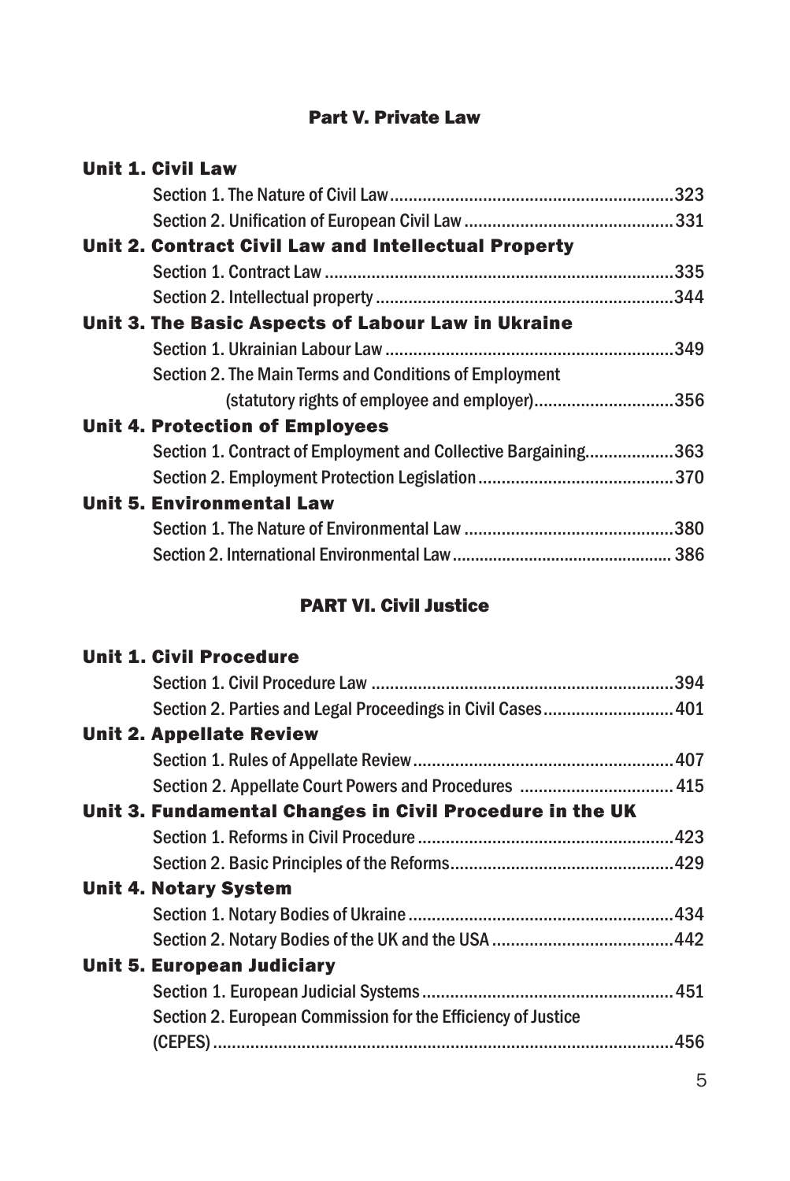## Part V. Private Law

**Unit 1. Civil Law**

Section 1. The Nature of Civil Law.............................................................323

Section 2. Unification of European Civil Law .............................................331

**Unit 2. Contract Civil Law and Intellectual Property**

Section 1. Contract Law ...........................................................................335

Section 2. Intellectual property ...............................................................344

**Unit 3. The Basic Aspects of Labour Law in Ukraine**

Section 1. Ukrainian Labour Law ..............................................................349

Section 2. The Main Terms and Conditions of Employment (statutory rights of employee and employer)..............................356

**Unit 4. Protection of Employees**

Section 1. Contract of Employment and Collective Bargaining...................363

Section 2. Employment Protection Legislation..........................................370

**Unit 5. Environmental Law**

Section 1. The Nature of Environmental Law .............................................380

Section 2. International Environmental Law................................................ 386

## PART VI. Civil Justice

**Unit 1. Civil Procedure**

Section 1. Civil Procedure Law .................................................................394

Section 2. Parties and Legal Proceedings in Civil Cases............................401

**Unit 2. Appellate Review**

Section 1. Rules of Appellate Review........................................................407

Section 2. Appellate Court Powers and Procedures ................................. 415

**Unit 3. Fundamental Changes in Civil Procedure in the UK**

Section 1. Reforms in Civil Procedure .......................................................423

Section 2. Basic Principles of the Reforms................................................429

**Unit 4. Notary System**

Section 1. Notary Bodies of Ukraine .........................................................434

Section 2. Notary Bodies of the UK and the USA .......................................442

**Unit 5. European Judiciary**

Section 1. European Judicial Systems...................................................... 451

Section 2. European Commission for the Efficiency of Justice (CEPES) ...................................................................................................456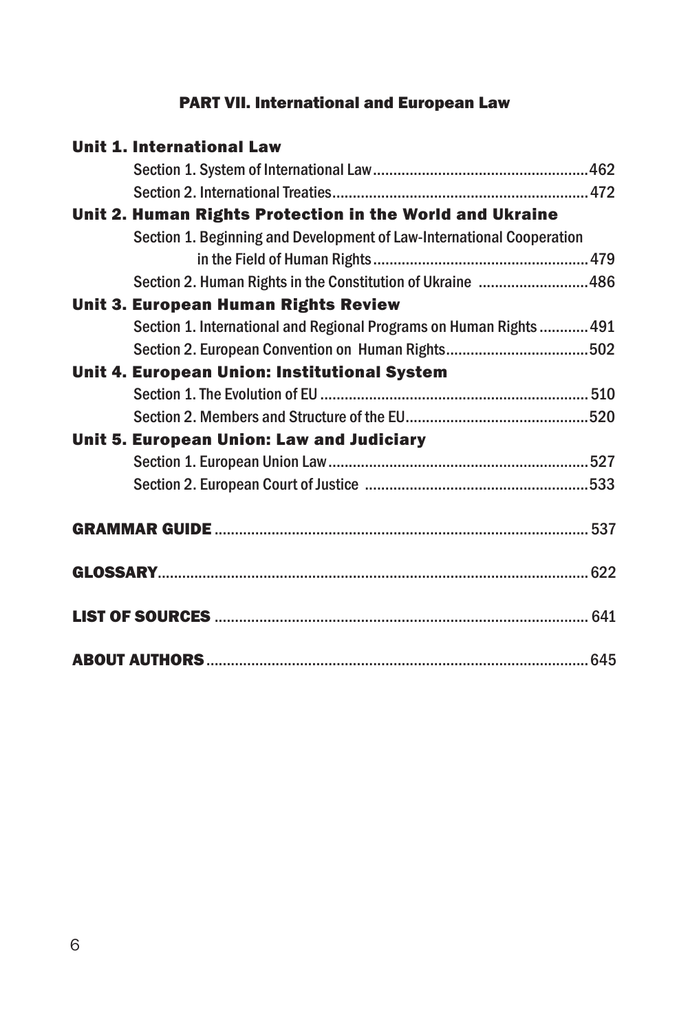## PART VII. International and European Law

**Unit 1. International Law**

Section 1. System of International Law....................................................462

Section 2. International Treaties..............................................................472

**Unit 2. Human Rights Protection in the World and Ukraine**

Section 1. Beginning and Development of Law-International Cooperation in the Field of Human Rights....................................................479

Section 2. Human Rights in the Constitution of Ukraine ...........................486

**Unit 3. European Human Rights Review**

Section 1. International and Regional Programs on Human Rights............491

Section 2. European Convention on Human Rights...................................502

**Unit 4. European Union: Institutional System**

Section 1. The Evolution of EU.................................................................510

Section 2. Members and Structure of the EU............................................520

**Unit 5. European Union: Law and Judiciary**

Section 1. European Union Law................................................................527

Section 2. European Court of Justice .......................................................533

**GRAMMAR GUIDE**.......................................................................................537

**GLOSSARY**...................................................................................................622

**LIST OF SOURCES**......................................................................................641

**ABOUT AUTHORS**.......................................................................................645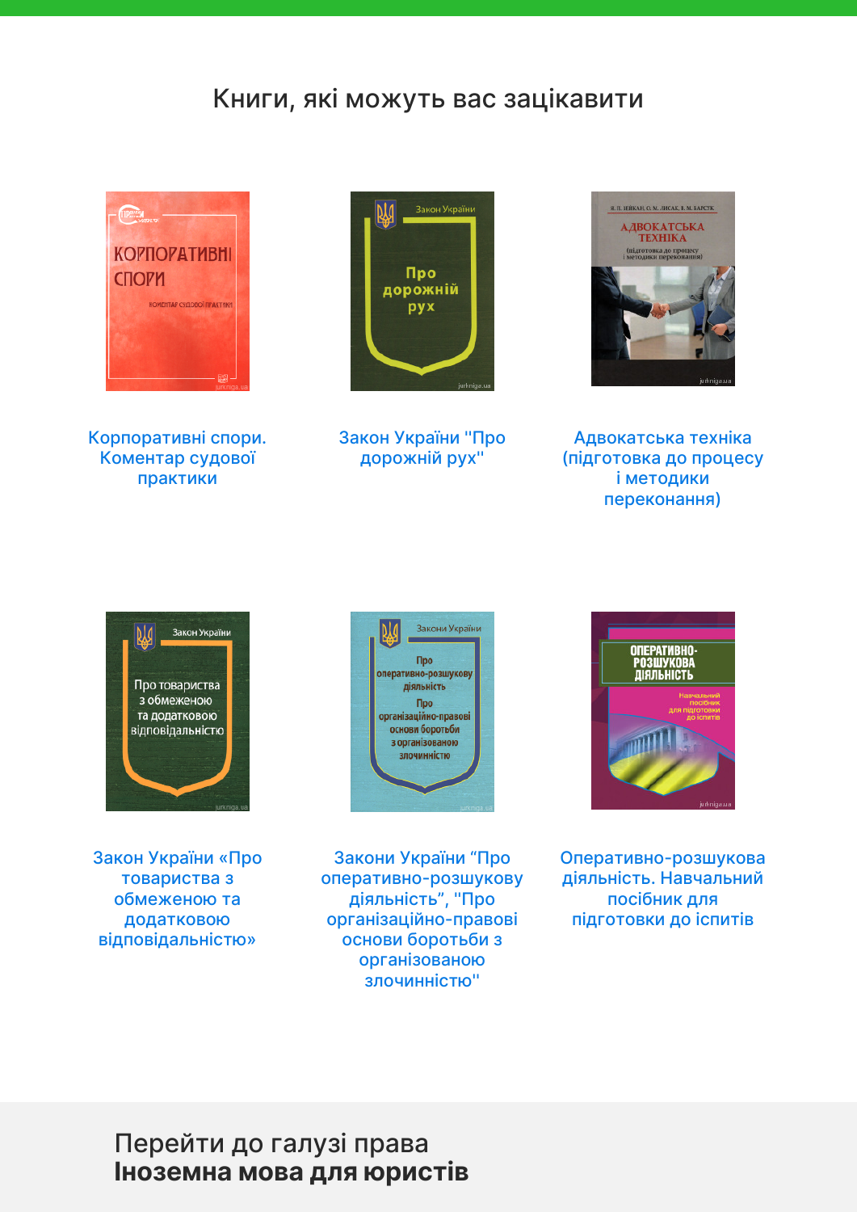## Книги, які можуть вас зацікавити

Корпоративні спори. Коментар судової практики

Закон України "Про дорожній рух"

Адвокатська техніка (підготовка до процесу і методики переконання)

Закон України «Про товариства з обмеженою та додатковою відповідальністю»

Закони України "Про оперативно-розшукову діяльність", "Про організаційно-правові основи боротьби з організованою злочинністю"

Оперативно-розшукова діяльність. Навчальний посібник для підготовки до іспитів

Перейти до галузі права
**Іноземна мова для юристів**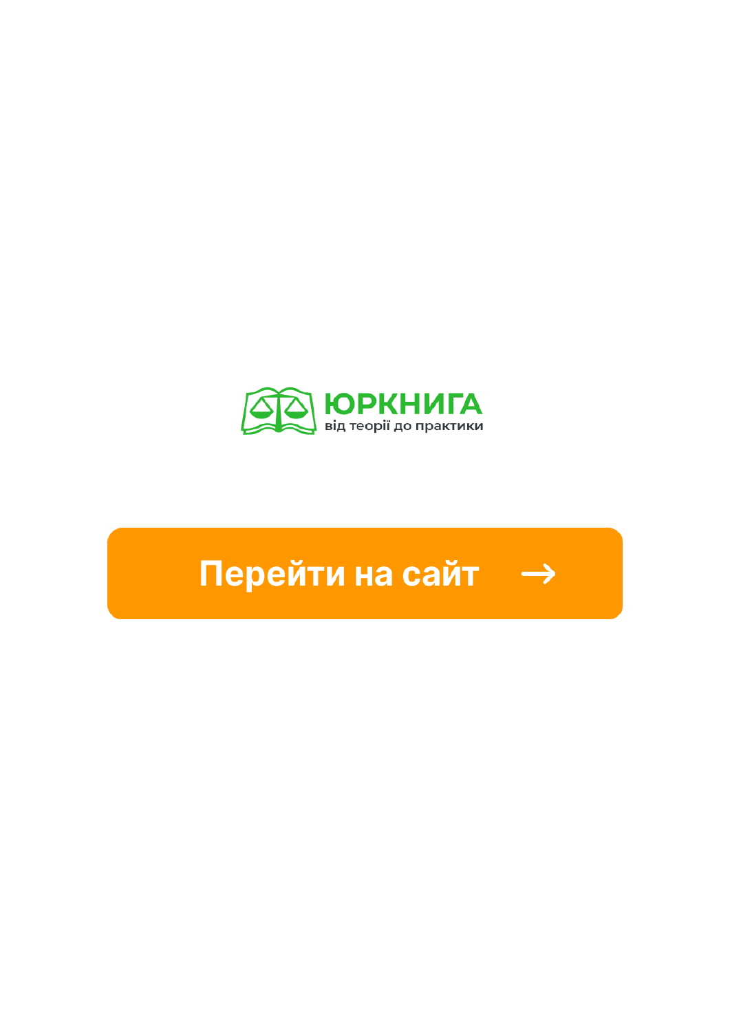ЮРКНИГА

від теорії до практики

Перейти на сайт →